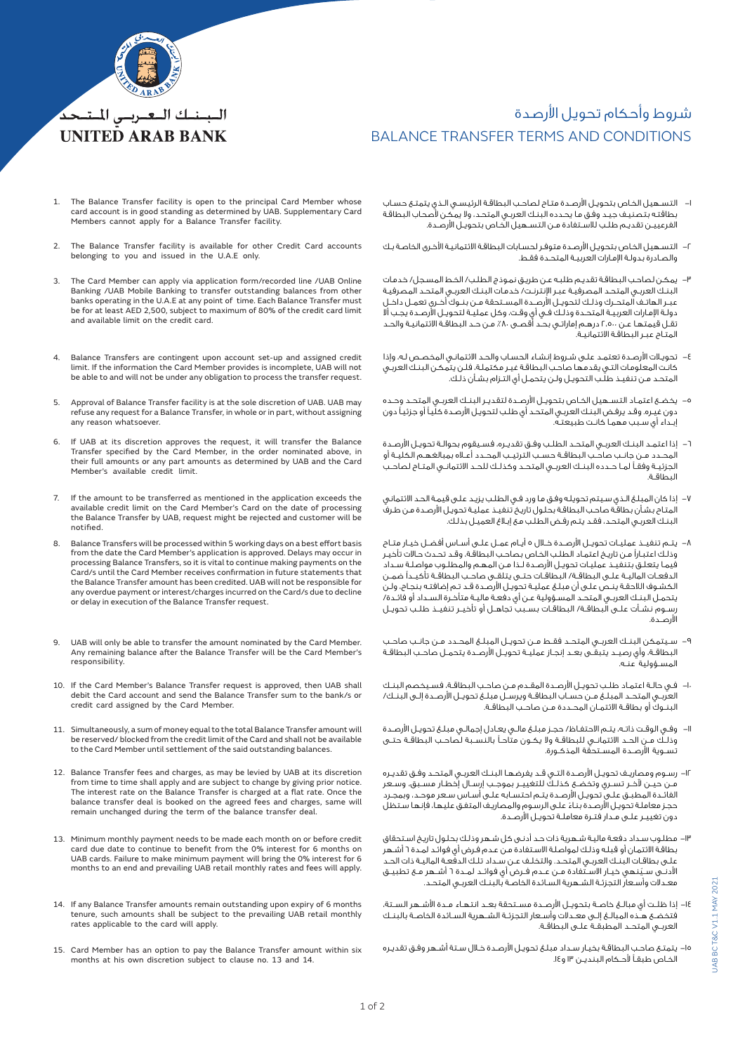# البنك العربي المتحد
# UNITED ARAB BANK

# شروط وأحكام تحويل الأرصدة
# BALANCE TRANSFER TERMS AND CONDITIONS

1. The Balance Transfer facility is open to the principal Card Member whose card account is in good standing as determined by UAB. Supplementary Card Members cannot apply for a Balance Transfer facility.

2. The Balance Transfer facility is available for other Credit Card accounts belonging to you and issued in the U.A.E only.

3. The Card Member can apply via application form/recorded line /UAB Online Banking /UAB Mobile Banking to transfer outstanding balances from other banks operating in the U.A.E at any point of time. Each Balance Transfer must be for at least AED 2,500, subject to maximum of 80% of the credit card limit and available limit on the credit card.

4. Balance Transfers are contingent upon account set-up and assigned credit limit. If the information the Card Member provides is incomplete, UAB will not be able to and will not be under any obligation to process the transfer request.

5. Approval of Balance Transfer facility is at the sole discretion of UAB. UAB may refuse any request for a Balance Transfer, in whole or in part, without assigning any reason whatsoever.

6. If UAB at its discretion approves the request, it will transfer the Balance Transfer specified by the Card Member, in the order nominated above, in their full amounts or any part amounts as determined by UAB and the Card Member's available credit limit.

7. If the amount to be transferred as mentioned in the application exceeds the available credit limit on the Card Member's Card on the date of processing the Balance Transfer by UAB, request might be rejected and customer will be notified.

8. Balance Transfers will be processed within 5 working days on a best effort basis from the date the Card Member's application is approved. Delays may occur in processing Balance Transfers, so it is vital to continue making payments on the Card/s until the Card Member receives confirmation in future statements that the Balance Transfer amount has been credited. UAB will not be responsible for any overdue payment or interest/charges incurred on the Card/s due to decline or delay in execution of the Balance Transfer request.

9. UAB will only be able to transfer the amount nominated by the Card Member. Any remaining balance after the Balance Transfer will be the Card Member's responsibility.

10. If the Card Member's Balance Transfer request is approved, then UAB shall debit the Card account and send the Balance Transfer sum to the bank/s or credit card assigned by the Card Member.

11. Simultaneously, a sum of money equal to the total Balance Transfer amount will be reserved/ blocked from the credit limit of the Card and shall not be available to the Card Member until settlement of the said outstanding balances.

12. Balance Transfer fees and charges, as may be levied by UAB at its discretion from time to time shall apply and are subject to change by giving prior notice. The interest rate on the Balance Transfer is charged at a flat rate. Once the balance transfer deal is booked on the agreed fees and charges, same will remain unchanged during the term of the balance transfer deal.

13. Minimum monthly payment needs to be made each month on or before credit card due date to continue to benefit from the 0% interest for 6 months on UAB cards. Failure to make minimum payment will bring the 0% interest for 6 months to an end and prevailing UAB retail monthly rates and fees will apply.

14. If any Balance Transfer amounts remain outstanding upon expiry of 6 months tenure, such amounts shall be subject to the prevailing UAB retail monthly rates applicable to the card will apply.

15. Card Member has an option to pay the Balance Transfer amount within six months at his own discretion subject to clause no. 13 and 14.

١- التسهيل الخاص بتحويل الأرصدة متاح لصاحب البطاقة الرئيسي الذي يتمتع حساب بطاقته بتصنيف جيد وفق ما يحدده البنك العربي المتحد، ولا يمكن لأصحاب البطاقة الفرعيين تقديم طلب للاستفادة من التسهيل الخاص بتحويل الأرصدة.

٢- التسهيل الخاص بتحويل الأرصدة متوفر لحسابات البطاقة الائتمانية الأخرى الخاصة بك والصادرة بدولة الإمارات العربية المتحدة فقط.

٣- يمكن لصاحب البطاقة تقديم طلبه عن طريق نموذج الطلب/ الخط المسجل/ خدمات البنك العربي المتحد المصرفية عبر الإنترنت/ خدمات البنك العربي المتحد المصرفية عبر الهاتف المتحرك وذلك لتحويل الأرصدة المستحقة من بنوك أخرى تعمل داخل دولة الإمارات العربية المتحدة وذلك في أي وقت، وكل عملية لتحويل الأرصدة يجب ألا تقل قيمتها عن ٢,٥٠٠ درهم إماراتي بحد أقصى ٨٠٪ من حد البطاقة الائتمانية والحد المتاح عبر البطاقة الائتمانية.

٤- تحويلات الأرصدة تعتمد على شروط إنشاء الحساب والحد الائتماني المخصص له، وإذا كانت المعلومات التي يقدمها صاحب البطاقة غير مكتملة، فلن يتمكن البنك العربي المتحد من تنفيذ طلب التحويل ولن يتحمل أي التزام بشأن ذلك.

٥- يخضع اعتماد التسهيل الخاص بتحويل الأرصدة لتقدير البنك العربي المتحد وحده دون غيره. وقد يرفض البنك العربي المتحد أي طلب لتحويل الأرصدة كلياً أو جزئياً دون إبداء أي سبب مهما كانت طبيعته.

٦- إذا اعتمد البنك العربي المتحد الطلب وفق تقديره، فسيقوم بحوالة تحويل الأرصدة المحدد من جانب صاحب البطاقة حسب الترتيب المحدد أعلاه بمبالغهم الكلية أو الجزئية وفقاً لما حدده البنك العربي المتحد وكذلك للحد الائتماني المتاح لصاحب البطاقة.

٧- إذا كان المبلغ الذي سيتم تحويله وفق ما ورد في الطلب يزيد على قيمة الحد الائتماني المتاح بشأن بطاقة صاحب البطاقة بحلول تاريخ تنفيذ عملية تحويل الأرصدة من طرف البنك العربي المتحد، فقد يتم رفض الطلب مع إبلاغ العميل بذلك.

٨- يتم تنفيذ عمليات تحويل الأرصدة خلال ٥ أيام عمل على أساس أفضل خيار متاح وذلك اعتباراً من تاريخ اعتماد الطلب الخاص بصاحب البطاقة، وقد تحدث حالات تأخير فيما يتعلق بتنفيذ عمليات تحويل الأرصدة لذا من المهم والمطلوب مواصلة سداد الدفعات المالية على البطاقة/ البطاقات حتى يتلقى صاحب البطاقة تأكيداً ضمن الكشوف اللاحقة ينص على أن مبلغ عملية تحويل الأرصدة قد تم إضافته بنجاح، ولن يتحمل البنك العربي المتحد المسؤولية عن أي دفعة مالية متأخرة السداد أو فائدة/ رسوم نشأت على البطاقة/ البطاقات بسبب تجاهل أو تأخير تنفيذ طلب تحويل الأرصدة.

٩- سيتمكن البنك العربي المتحد فقط من تحويل المبلغ المحدد من جانب صاحب البطاقة، وأي رصيد يتبقى بعد إنجاز عملية تحويل الأرصدة يتحمل صاحب البطاقة المسؤولية عنه.

١٠- في حالة اعتماد طلب تحويل الأرصدة المقدم من صاحب البطاقة، فسيخصم البنك العربي المتحد المبلغ من حساب البطاقة ويرسل مبلغ تحويل الأرصدة إلى البنك/ البنوك أو بطاقة الائتمان المحددة من صاحب البطاقة.

١١- وفي الوقت ذاته، يتم الاحتفاظ/ حجز مبلغ مالي يعادل إجمالي مبلغ تحويل الأرصدة وذلك من الحد الائتماني للبطاقة ولا يكون متاحاً بالنسبة لصاحب البطاقة حتى تسوية الأرصدة المستحقة المذكورة.

١٢- رسوم ومصاريف تحويل الأرصدة التي قد يفرضها البنك العربي المتحد وفق تقديره من حين لآخر تسري وتخضع كذلك للتغيير بموجب إرسال إخطار مسبق، وسعر الفائدة المطبق على تحويل الأرصدة يتم احتسابه على أساس سعر موحد، وبمجرد حجز معاملة تحويل الأرصدة بناءً على الرسوم والمصاريف المتفق عليها، فإنها ستظل دون تغيير على مدار فترة معاملة تحويل الأرصدة.

١٣- مطلوب سداد دفعة مالية شهرية ذات حد أدنى كل شهر وذلك بحلول تاريخ استحقاق بطاقة الائتمان أو قبله وذلك لمواصلة الاستفادة من عدم فرض أي فوائد لمدة ٦ أشهر على بطاقات البنك العربي المتحد. والتخلف عن سداد تلك الدفعة المالية ذات الحد الأدنى سينهي خيار الاستفادة من عدم فرض أي فوائد لمدة ٦ أشهر مع تطبيق معدلات وأسعار التجزئة الشهرية السائدة الخاصة بالبنك العربي المتحد.

١٤- إذا ظلت أي مبالغ خاصة بتحويل الأرصدة مستحقة بعد انتهاء مدة الأشهر الستة، فتخضع هذه المبالغ إلى معدلات وأسعار التجزئة الشهرية السائدة الخاصة بالبنك العربي المتحد المطبقة على البطاقة.

١٥- يتمتع صاحب البطاقة بخيار سداد مبلغ تحويل الأرصدة خلال ستة أشهر وفق تقديره الخاص طبقاً لأحكام البندين ١٣ و١٤.

UAB BC T&C V1.1 MAY 2021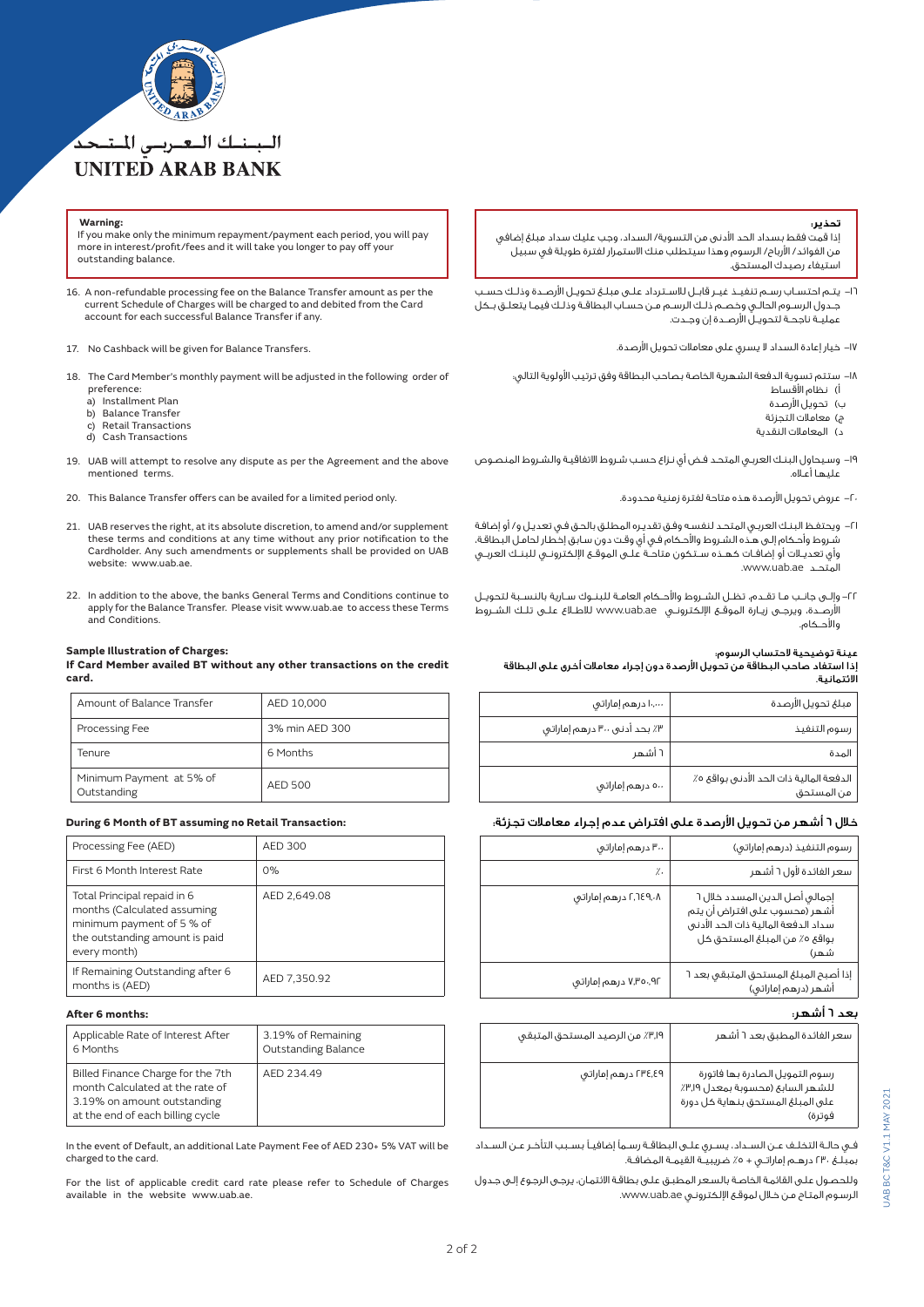# الـبـنــك الــعــربــي الـمــتــحــد
# UNITED ARAB BANK

**Warning:**
If you make only the minimum repayment/payment each period, you will pay more in interest/profit/fees and it will take you longer to pay off your outstanding balance.

16. A non-refundable processing fee on the Balance Transfer amount as per the current Schedule of Charges will be charged to and debited from the Card account for each successful Balance Transfer if any.

17. No Cashback will be given for Balance Transfers.

18. The Card Member's monthly payment will be adjusted in the following order of preference:
    a) Installment Plan
    b) Balance Transfer
    c) Retail Transactions
    d) Cash Transactions

19. UAB will attempt to resolve any dispute as per the Agreement and the above mentioned terms.

20. This Balance Transfer offers can be availed for a limited period only.

21. UAB reserves the right, at its absolute discretion, to amend and/or supplement these terms and conditions at any time without any prior notification to the Cardholder. Any such amendments or supplements shall be provided on UAB website: www.uab.ae.

22. In addition to the above, the banks General Terms and Conditions continue to apply for the Balance Transfer. Please visit www.uab.ae to access these Terms and Conditions.

**Sample Illustration of Charges:**
**If Card Member availed BT without any other transactions on the credit card.**

| | |
|---|---|
| Amount of Balance Transfer | AED 10,000 |
| Processing Fee | 3% min AED 300 |
| Tenure | 6 Months |
| Minimum Payment at 5% of Outstanding | AED 500 |

**During 6 Month of BT assuming no Retail Transaction:**

| | |
|---|---|
| Processing Fee (AED) | AED 300 |
| First 6 Month Interest Rate | 0% |
| Total Principal repaid in 6 months (Calculated assuming minimum payment of 5 % of the outstanding amount is paid every month) | AED 2,649.08 |
| If Remaining Outstanding after 6 months is (AED) | AED 7,350.92 |

**After 6 months:**

| | |
|---|---|
| Applicable Rate of Interest After 6 Months | 3.19% of Remaining Outstanding Balance |
| Billed Finance Charge for the 7th month Calculated at the rate of 3.19% on amount outstanding at the end of each billing cycle | AED 234.49 |

In the event of Default, an additional Late Payment Fee of AED 230+ 5% VAT will be charged to the card.

For the list of applicable credit card rate please refer to Schedule of Charges available in the website www.uab.ae.

**تحذير:**
إذا قمت فقط بسداد الحد الأدنى من التسوية/ السداد، وجب عليك سداد مبلغ إضافي من الفوائد/ الأرباح/ الرسوم وهذا سيتطلب منك الاستمرار لفترة طويلة في سبيل استيفاء رصيدك المستحق.

١٦- يتـم احتسـاب رسـم تنفيـذ غيـر قابـل للاسـترداد علـى مبلـغ تحويـل الأرصـدة وذلـك حسـب جـدول الرسـوم الحالـي وخصـم ذلـك الرسـم مـن حسـاب البطاقـة وذلـك فيمـا يتعلـق بـكل عمليـة ناجحـة لتحويـل الأرصـدة إن وجـدت.

١٧- خيار إعادة السداد لا يسري على معاملات تحويل الأرصدة.

١٨- ستتم تسوية الدفعة الشهرية الخاصة بصاحب البطاقة وفق ترتيب الأولوية التالي:
أ) نظام الأقساط
ب) تحويل الأرصدة
ج) معاملات التجزئة
د) المعاملات النقدية

١٩- وسـيحاول البنـك العربـي المتحـد فـض أي نـزاع حسـب شـروط الاتفاقيـة والشـروط المنـصوص عليهـا أعـلاه.

٢٠- عروض تحويل الأرصدة هذه متاحة لفترة زمنية محدودة.

٢١- ويحتفـظ البنـك العربـي المتحـد لنفسـه وفـق تقـديره المطلـق بالحـق فـي تعـديل و/ أو إضافـة شـروط وأحـكام إلـى هـذه الشـروط والأحـكام فـي أي وقـت دون سـابق إخطـار لحامـل البطاقـة، وأي تعديـلات أو إضافـات كـهـذه سـتكون متاحـة علـى الموقـع الإلكترونـي للبنـك العربـي المتحـد www.uab.ae.

٢٢- وإلـى جانـب مـا تقـدم، تظـل الشـروط والأحـكام العامـة للبنـوك سـارية بالنسـبة لتحويـل الأرصـدة. ويرجـى زيـارة الموقـع الإلكترونـي www.uab.ae للاطـلاع علـى تلـك الشـروط والأحـكام.

**عينة توضيحية لاحتساب الرسوم:**
**إذا استفاد صاحب البطاقة من تحويل الأرصدة دون إجراء معاملات أخرى على البطاقة الائتمانية.**

| | |
|---|---|
| مبلغ تحويل الأرصدة | ١٠,٠٠٠ درهم إماراتي |
| رسوم التنفيذ | ٣٪ بحد أدنى ٣٠٠ درهم إماراتي |
| المدة | ٦ أشهر |
| الدفعة المالية ذات الحد الأدنى بواقع ٥٪ من المستحق | ٥٠٠ درهم إماراتي |

**خلال ٦ أشهر من تحويل الأرصدة على افتراض عدم إجراء معاملات تجزئة:**

| | |
|---|---|
| رسوم التنفيذ (درهم إماراتي) | ٣٠٠ درهم إماراتي |
| سعر الفائدة لأول ٦ أشهر | ٠٪ |
| إجمالي أصل الدين المسدد خلال ٦ أشهر (محسوب على افتراض أن يتم سداد الدفعة المالية ذات الحد الأدنى بواقع ٥٪ من المبلغ المستحق كل شهر) | ٢,٦٤٩.٠٨ درهم إماراتي |
| إذا أصبح المبلغ المستحق المتبقي بعد ٦ أشهر (درهم إماراتي) | ٧,٣٥٠.٩٢ درهم إماراتي |

**بعد ٦ أشهر:**

| | |
|---|---|
| سعر الفائدة المطبق بعد ٦ أشهر | ٣.١٩٪ من الرصيد المستحق المتبقي |
| رسوم التمويل الصادرة بها فاتورة للشهر السابع (محسوبة بمعدل ٣.١٩٪ على المبلغ المستحق بنهاية كل دورة فوترة) | ٢٣٤.٤٩ درهم إماراتي |

فـي حالـة التخلـف عـن السـداد، يسـري علـى البطاقـة رسـماً إضافيـاً بسـبب التأخـر عـن السـداد بمبلـغ ٢٣٠ درهـم إماراتـي + ٥٪ ضريبـة القيمـة المضافـة.

وللحصول على القائمة الخاصة بالسعر المطبق على بطاقة الائتمان، يرجى الرجوع إلى جدول الرسوم المتاح من خلال لموقع الإلكتروني www.uab.ae.

UAB BC T&C V1.1 MAY 2021